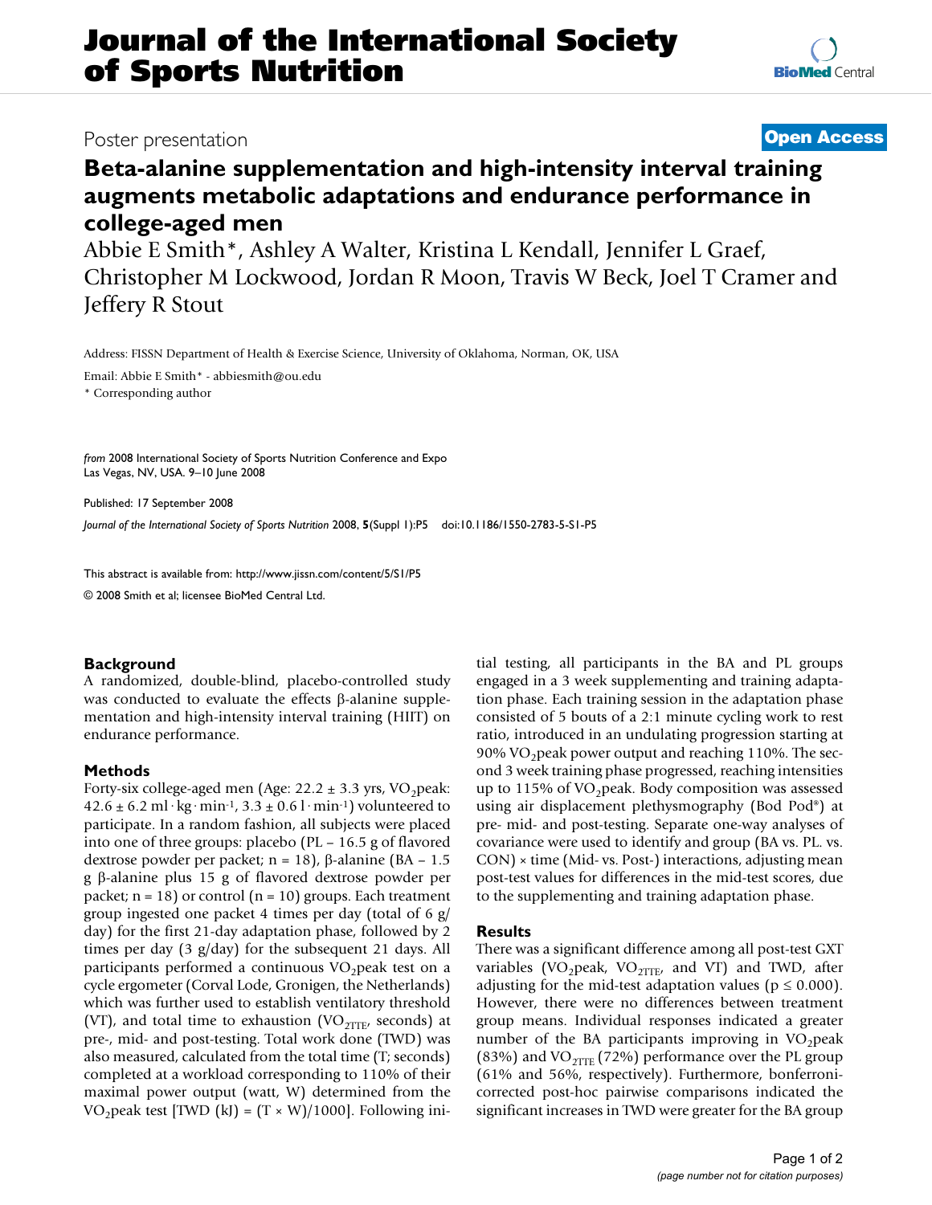# Journal of the International Society of Sports Nutrition

Poster presentation

**Open Access**

# Beta-alanine supplementation and high-intensity interval training augments metabolic adaptations and endurance performance in college-aged men

Abbie E Smith*, Ashley A Walter, Kristina L Kendall, Jennifer L Graef, Christopher M Lockwood, Jordan R Moon, Travis W Beck, Joel T Cramer and Jeffery R Stout

Address: FISSN Department of Health & Exercise Science, University of Oklahoma, Norman, OK, USA

Email: Abbie E Smith* - abbiesmith@ou.edu

* Corresponding author

*from* 2008 International Society of Sports Nutrition Conference and Expo
Las Vegas, NV, USA. 9–10 June 2008

Published: 17 September 2008

*Journal of the International Society of Sports Nutrition* 2008, **5**(Suppl 1):P5 doi:10.1186/1550-2783-5-S1-P5

This abstract is available from: http://www.jissn.com/content/5/S1/P5

© 2008 Smith et al; licensee BioMed Central Ltd.

## Background

A randomized, double-blind, placebo-controlled study was conducted to evaluate the effects β-alanine supplementation and high-intensity interval training (HIIT) on endurance performance.

## Methods

Forty-six college-aged men (Age: 22.2 ± 3.3 yrs, $VO_2$peak: 42.6 ± 6.2 ml · kg · min$^{-1}$, 3.3 ± 0.6 l · min$^{-1}$) volunteered to participate. In a random fashion, all subjects were placed into one of three groups: placebo (PL – 16.5 g of flavored dextrose powder per packet; n = 18), β-alanine (BA – 1.5 g β-alanine plus 15 g of flavored dextrose powder per packet; n = 18) or control (n = 10) groups. Each treatment group ingested one packet 4 times per day (total of 6 g/day) for the first 21-day adaptation phase, followed by 2 times per day (3 g/day) for the subsequent 21 days. All participants performed a continuous $VO_2$peak test on a cycle ergometer (Corval Lode, Gronigen, the Netherlands) which was further used to establish ventilatory threshold (VT), and total time to exhaustion ($VO_{2TTE}$, seconds) at pre-, mid- and post-testing. Total work done (TWD) was also measured, calculated from the total time (T; seconds) completed at a workload corresponding to 110% of their maximal power output (watt, W) determined from the $VO_2$peak test [TWD (kJ) = (T × W)/1000]. Following initial testing, all participants in the BA and PL groups engaged in a 3 week supplementing and training adaptation phase. Each training session in the adaptation phase consisted of 5 bouts of a 2:1 minute cycling work to rest ratio, introduced in an undulating progression starting at 90% $VO_2$peak power output and reaching 110%. The second 3 week training phase progressed, reaching intensities up to 115% of $VO_2$peak. Body composition was assessed using air displacement plethysmography (Bod Pod®) at pre- mid- and post-testing. Separate one-way analyses of covariance were used to identify and group (BA vs. PL. vs. CON) × time (Mid- vs. Post-) interactions, adjusting mean post-test values for differences in the mid-test scores, due to the supplementing and training adaptation phase.

## Results

There was a significant difference among all post-test GXT variables ($VO_2$peak, $VO_{2TTE}$, and VT) and TWD, after adjusting for the mid-test adaptation values ($p \leq 0.000$). However, there were no differences between treatment group means. Individual responses indicated a greater number of the BA participants improving in $VO_2$peak (83%) and $VO_{2TTE}$ (72%) performance over the PL group (61% and 56%, respectively). Furthermore, bonferroni-corrected post-hoc pairwise comparisons indicated the significant increases in TWD were greater for the BA group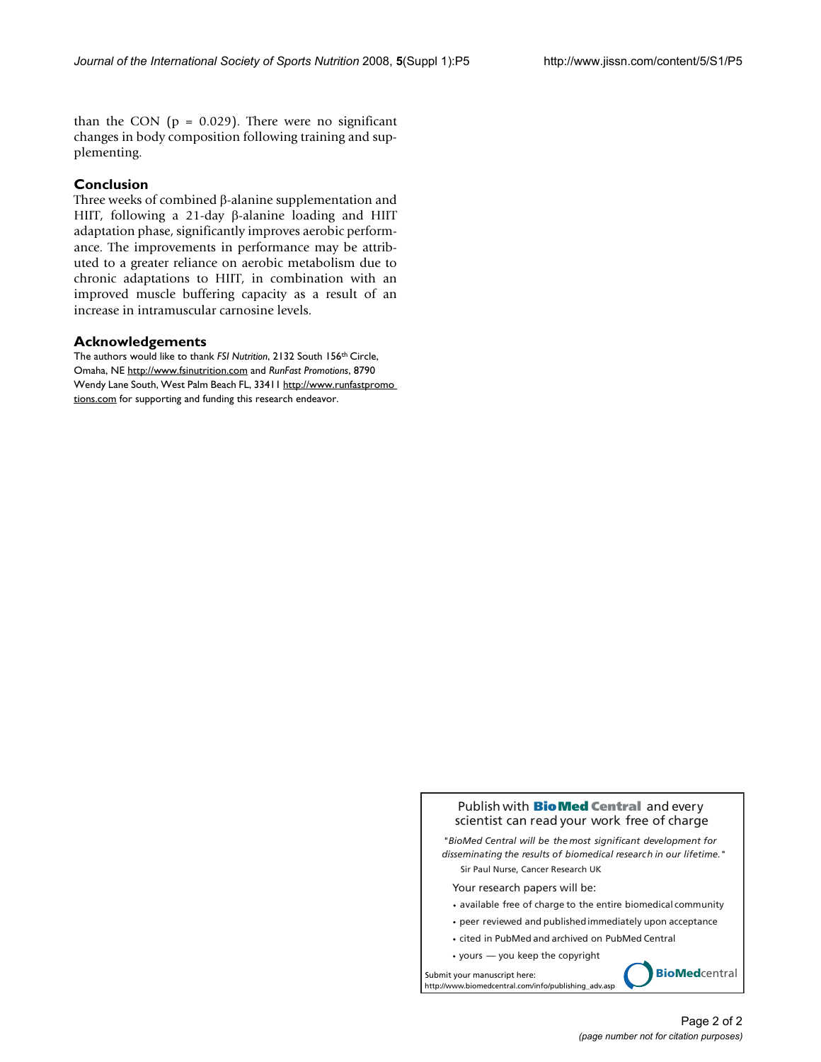than the CON ($p = 0.029$). There were no significant changes in body composition following training and supplementing.

## Conclusion

Three weeks of combined β-alanine supplementation and HIIT, following a 21-day β-alanine loading and HIIT adaptation phase, significantly improves aerobic performance. The improvements in performance may be attributed to a greater reliance on aerobic metabolism due to chronic adaptations to HIIT, in combination with an improved muscle buffering capacity as a result of an increase in intramuscular carnosine levels.

## Acknowledgements

The authors would like to thank *FSI Nutrition*, 2132 South 156th Circle, Omaha, NE http://www.fsinutrition.com and *RunFast Promotions*, 8790 Wendy Lane South, West Palm Beach FL, 33411 http://www.runfastpromotions.com for supporting and funding this research endeavor.

Publish with **BioMed Central** and every scientist can read your work free of charge

*"BioMed Central will be the most significant development for disseminating the results of biomedical research in our lifetime."*

Sir Paul Nurse, Cancer Research UK

Your research papers will be:

- available free of charge to the entire biomedical community
- peer reviewed and published immediately upon acceptance
- cited in PubMed and archived on PubMed Central
- yours — you keep the copyright

Submit your manuscript here:
http://www.biomedcentral.com/info/publishing_adv.asp

BioMedcentral